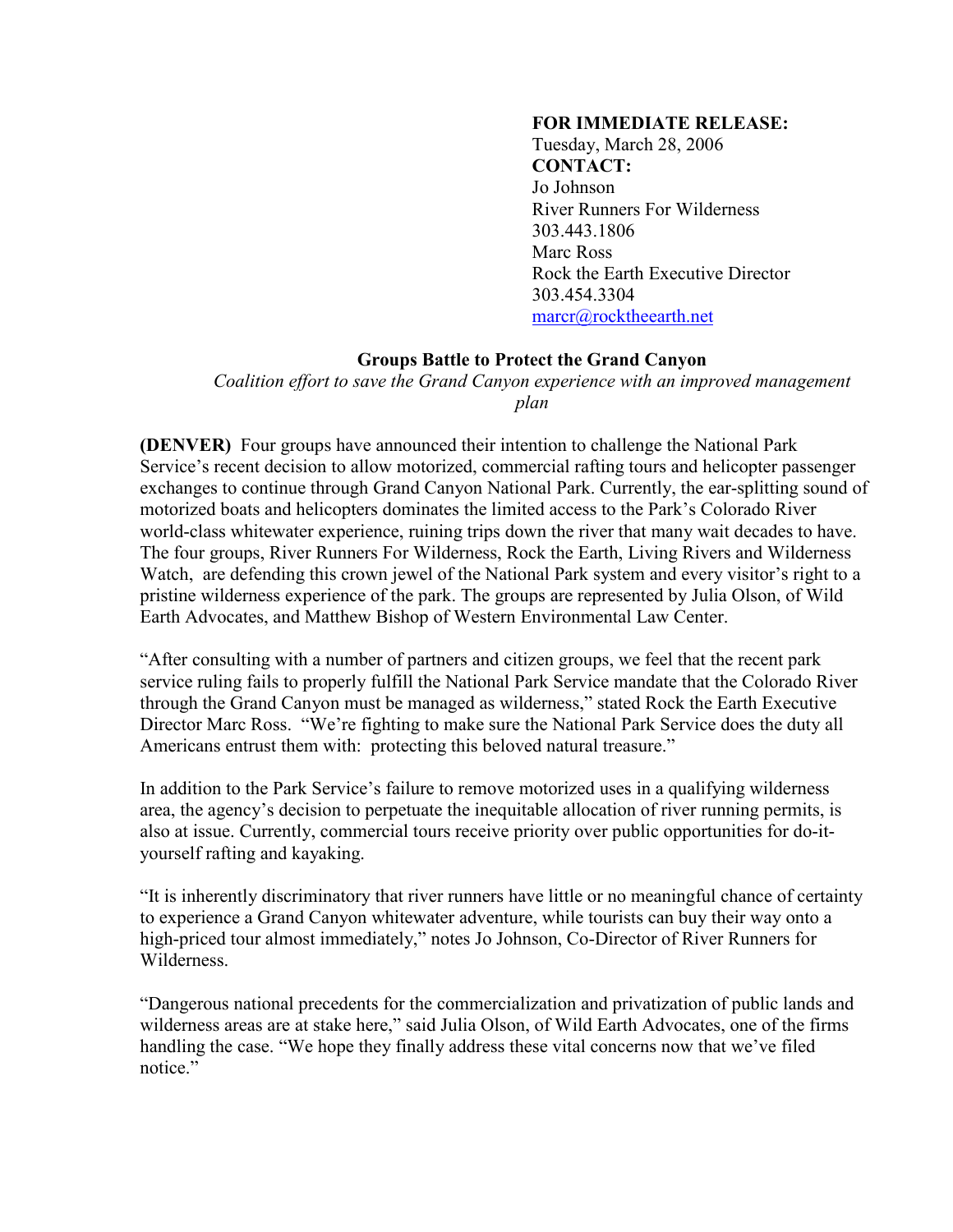**FOR IMMEDIATE RELEASE:**
Tuesday, March 28, 2006
**CONTACT:**
Jo Johnson
River Runners For Wilderness
303.443.1806
Marc Ross
Rock the Earth Executive Director
303.454.3304
marcr@rocktheearth.net

**Groups Battle to Protect the Grand Canyon**

*Coalition effort to save the Grand Canyon experience with an improved management plan*

**(DENVER)** Four groups have announced their intention to challenge the National Park Service's recent decision to allow motorized, commercial rafting tours and helicopter passenger exchanges to continue through Grand Canyon National Park. Currently, the ear-splitting sound of motorized boats and helicopters dominates the limited access to the Park's Colorado River world-class whitewater experience, ruining trips down the river that many wait decades to have. The four groups, River Runners For Wilderness, Rock the Earth, Living Rivers and Wilderness Watch, are defending this crown jewel of the National Park system and every visitor's right to a pristine wilderness experience of the park. The groups are represented by Julia Olson, of Wild Earth Advocates, and Matthew Bishop of Western Environmental Law Center.

"After consulting with a number of partners and citizen groups, we feel that the recent park service ruling fails to properly fulfill the National Park Service mandate that the Colorado River through the Grand Canyon must be managed as wilderness," stated Rock the Earth Executive Director Marc Ross. "We're fighting to make sure the National Park Service does the duty all Americans entrust them with: protecting this beloved natural treasure."

In addition to the Park Service's failure to remove motorized uses in a qualifying wilderness area, the agency's decision to perpetuate the inequitable allocation of river running permits, is also at issue. Currently, commercial tours receive priority over public opportunities for do-it-yourself rafting and kayaking.

"It is inherently discriminatory that river runners have little or no meaningful chance of certainty to experience a Grand Canyon whitewater adventure, while tourists can buy their way onto a high-priced tour almost immediately," notes Jo Johnson, Co-Director of River Runners for Wilderness.

"Dangerous national precedents for the commercialization and privatization of public lands and wilderness areas are at stake here," said Julia Olson, of Wild Earth Advocates, one of the firms handling the case. "We hope they finally address these vital concerns now that we've filed notice."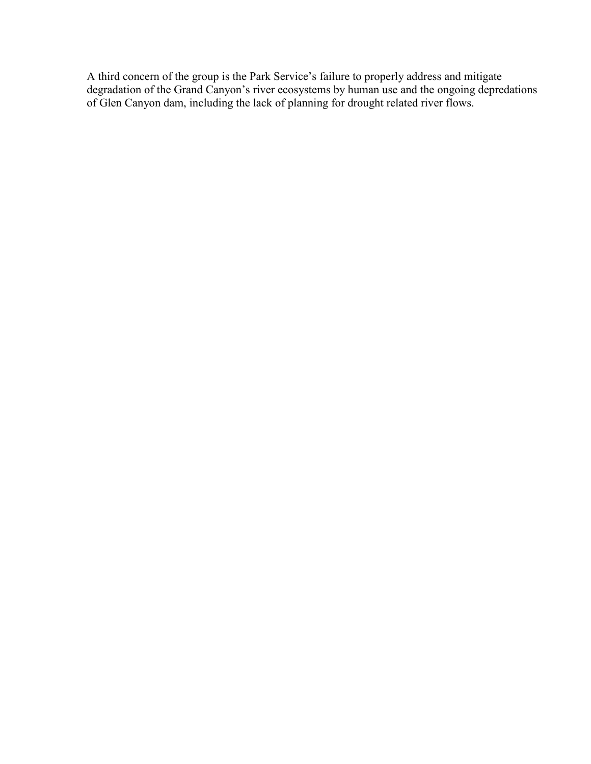A third concern of the group is the Park Service's failure to properly address and mitigate degradation of the Grand Canyon's river ecosystems by human use and the ongoing depredations of Glen Canyon dam, including the lack of planning for drought related river flows.